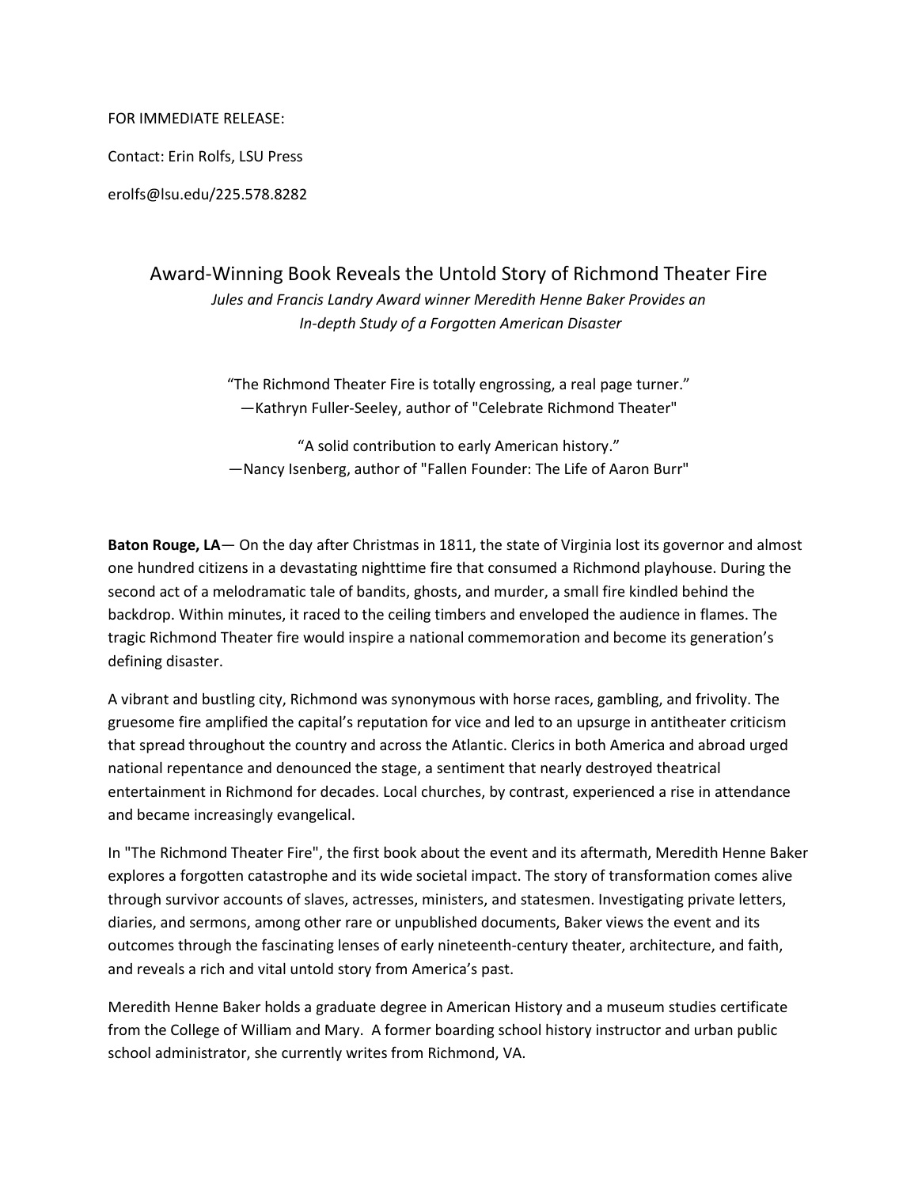FOR IMMEDIATE RELEASE:

Contact: Erin Rolfs, LSU Press

erolfs@lsu.edu/225.578.8282

# Award-Winning Book Reveals the Untold Story of Richmond Theater Fire

*Jules and Francis Landry Award winner Meredith Henne Baker Provides an In-depth Study of a Forgotten American Disaster*

"The Richmond Theater Fire is totally engrossing, a real page turner."
—Kathryn Fuller-Seeley, author of "Celebrate Richmond Theater"

"A solid contribution to early American history."
—Nancy Isenberg, author of "Fallen Founder: The Life of Aaron Burr"

**Baton Rouge, LA**— On the day after Christmas in 1811, the state of Virginia lost its governor and almost one hundred citizens in a devastating nighttime fire that consumed a Richmond playhouse. During the second act of a melodramatic tale of bandits, ghosts, and murder, a small fire kindled behind the backdrop. Within minutes, it raced to the ceiling timbers and enveloped the audience in flames. The tragic Richmond Theater fire would inspire a national commemoration and become its generation's defining disaster.

A vibrant and bustling city, Richmond was synonymous with horse races, gambling, and frivolity. The gruesome fire amplified the capital's reputation for vice and led to an upsurge in antitheater criticism that spread throughout the country and across the Atlantic. Clerics in both America and abroad urged national repentance and denounced the stage, a sentiment that nearly destroyed theatrical entertainment in Richmond for decades. Local churches, by contrast, experienced a rise in attendance and became increasingly evangelical.

In "The Richmond Theater Fire", the first book about the event and its aftermath, Meredith Henne Baker explores a forgotten catastrophe and its wide societal impact. The story of transformation comes alive through survivor accounts of slaves, actresses, ministers, and statesmen. Investigating private letters, diaries, and sermons, among other rare or unpublished documents, Baker views the event and its outcomes through the fascinating lenses of early nineteenth-century theater, architecture, and faith, and reveals a rich and vital untold story from America's past.

Meredith Henne Baker holds a graduate degree in American History and a museum studies certificate from the College of William and Mary. A former boarding school history instructor and urban public school administrator, she currently writes from Richmond, VA.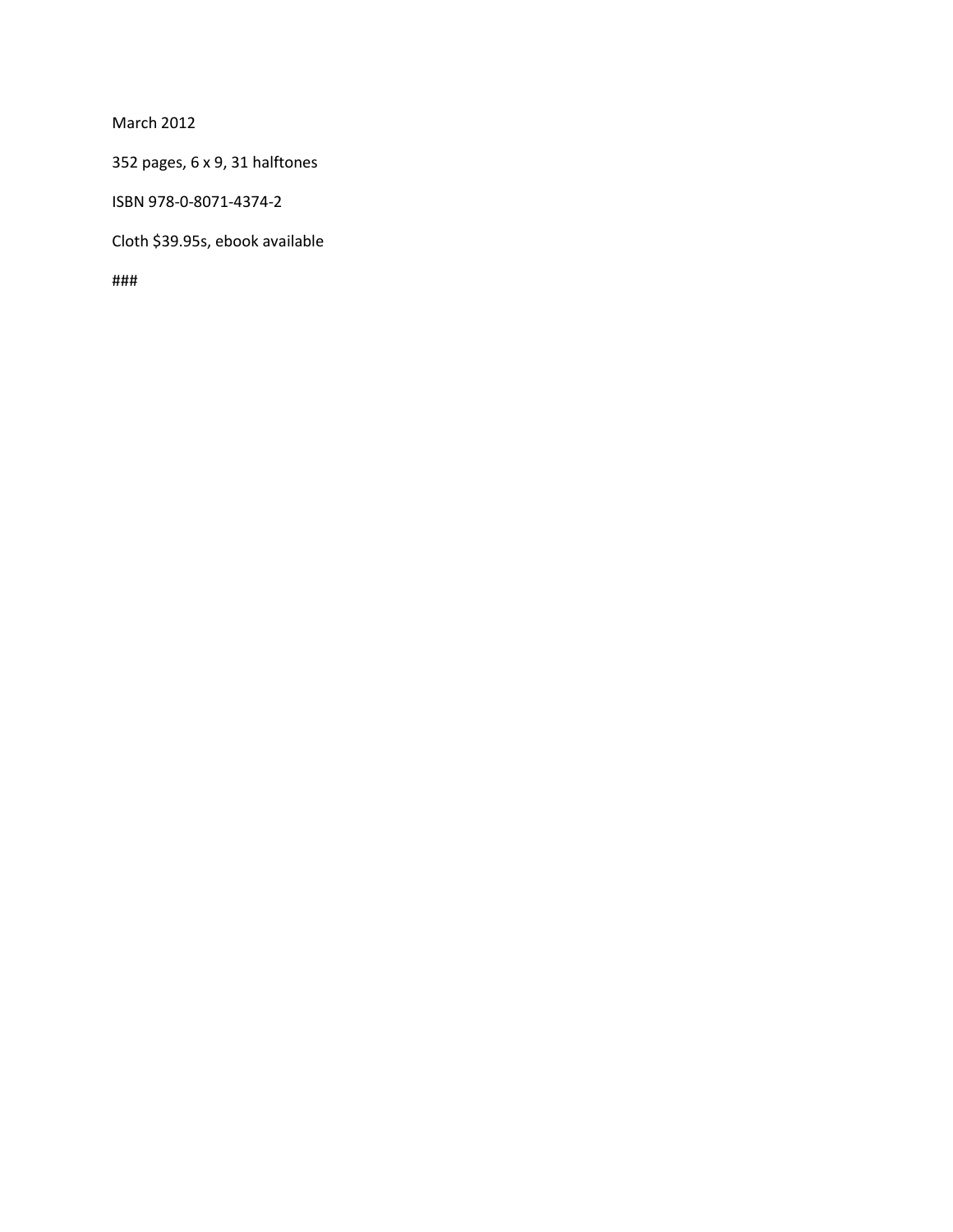March 2012

352 pages, 6 x 9, 31 halftones

ISBN 978-0-8071-4374-2

Cloth $39.95s, ebook available

###